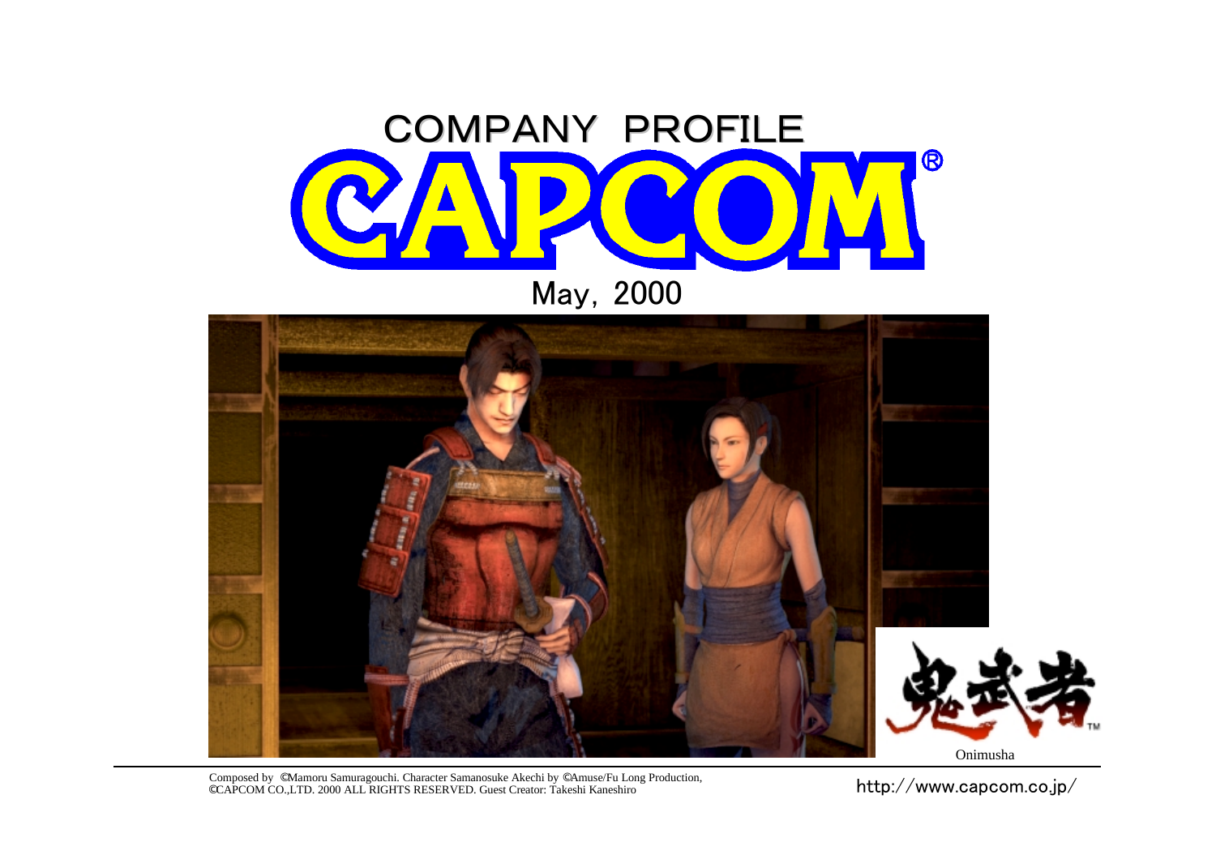# COMPANY PROFILE

# CAPCOM®

May, 2000

鬼武者™

Onimusha

Composed by ©Mamoru Samuragouchi. Character Samanosuke Akechi by ©Amuse/Fu Long Production, ©CAPCOM CO.,LTD. 2000 ALL RIGHTS RESERVED. Guest Creator: Takeshi Kaneshiro

http://www.capcom.co.jp/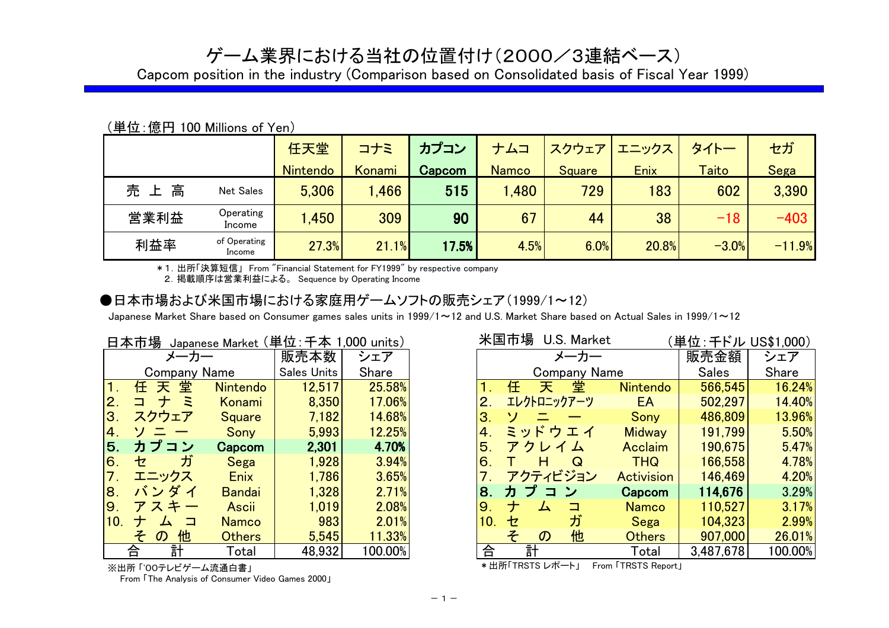# ゲーム業界における当社の位置付け（2000／3連結ベース）

Capcom position in the industry (Comparison based on Consolidated basis of Fiscal Year 1999)

（単位：億円 100 Millions of Yen）

| | | 任天堂 Nintendo | コナミ Konami | **カプコン Capcom** | ナムコ Namco | スクウェア Square | エニックス Enix | タイトー Taito | セガ Sega |
|---|---|---|---|---|---|---|---|---|---|
| 売 上 高 | Net Sales | 5,306 | 1,466 | **515** | 1,480 | 729 | 183 | 602 | 3,390 |
| 営業利益 | Operating Income | 1,450 | 309 | **90** | 67 | 44 | 38 | −18 | −403 |
| 利益率 | of Operating Income | 27.3% | 21.1% | **17.5%** | 4.5% | 6.0% | 20.8% | −3.0% | −11.9% |

＊1. 出所「決算短信」 From "Financial Statement for FY1999" by respective company

2. 掲載順序は営業利益による。 Sequence by Operating Income

## ●日本市場および米国市場における家庭用ゲームソフトの販売シェア（1999/1〜12）

Japanese Market Share based on Consumer games sales units in 1999/1〜12 and U.S. Market Share based on Actual Sales in 1999/1〜12

日本市場 Japanese Market（単位：千本 1,000 units）

| メーカー | Company Name | 販売本数 Sales Units | シェア Share |
|---|---|---|---|
| 1. 任 天 堂 | Nintendo | 12,517 | 25.58% |
| 2. コ ナ ミ | Konami | 8,350 | 17.06% |
| 3. スクウェア | Square | 7,182 | 14.68% |
| 4. ソ ニ ー | Sony | 5,993 | 12.25% |
| **5. カプコン** | **Capcom** | **2,301** | **4.70%** |
| 6. セ ガ | Sega | 1,928 | 3.94% |
| 7. エニックス | Enix | 1,786 | 3.65% |
| 8. バンダイ | Bandai | 1,328 | 2.71% |
| 9. アスキー | Ascii | 1,019 | 2.08% |
| 10. ナ ム コ | Namco | 983 | 2.01% |
| そ の 他 | Others | 5,545 | 11.33% |
| 合 計 | Total | 48,932 | 100.00% |

※出所「'00テレビゲーム流通白書」
From「The Analysis of Consumer Video Games 2000」

米国市場 U.S. Market（単位：千ドル US$1,000）

| メーカー | Company Name | 販売金額 Sales | シェア Share |
|---|---|---|---|
| 1. 任 天 堂 | Nintendo | 566,545 | 16.24% |
| 2. エレクトロニックアーツ | EA | 502,297 | 14.40% |
| 3. ソ ニ ー | Sony | 486,809 | 13.96% |
| 4. ミッドウエイ | Midway | 191,799 | 5.50% |
| 5. アクレイム | Acclaim | 190,675 | 5.47% |
| 6. T H Q | THQ | 166,558 | 4.78% |
| 7. アクティビジョン | Activision | 146,469 | 4.20% |
| **8. カ プ コ ン** | **Capcom** | **114,676** | **3.29%** |
| 9. ナ ム コ | Namco | 110,527 | 3.17% |
| 10. セ ガ | Sega | 104,323 | 2.99% |
| そ の 他 | Others | 907,000 | 26.01% |
| 合 計 | Total | 3,487,678 | 100.00% |

＊出所「TRSTS レポート」 From「TRSTS Report」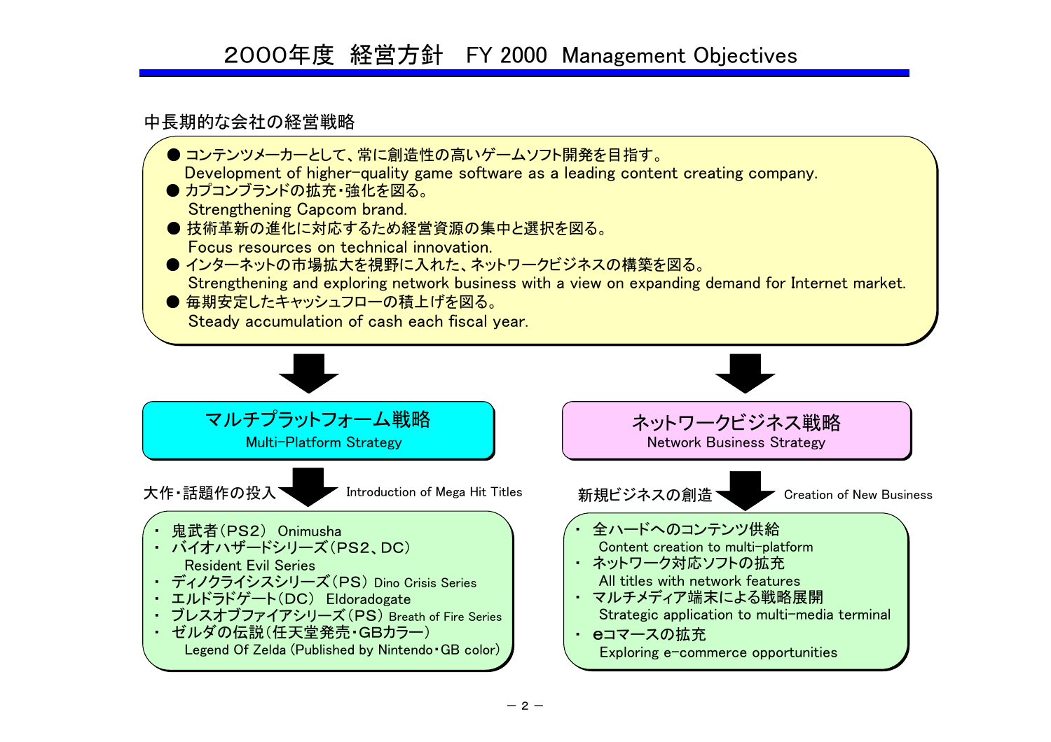# 2000年度 経営方針　FY 2000 Management Objectives

## 中長期的な会社の経営戦略

- コンテンツメーカーとして、常に創造性の高いゲームソフト開発を目指す。
  Development of higher-quality game software as a leading content creating company.
- カプコンブランドの拡充・強化を図る。
  Strengthening Capcom brand.
- 技術革新の進化に対応するため経営資源の集中と選択を図る。
  Focus resources on technical innovation.
- インターネットの市場拡大を視野に入れた、ネットワークビジネスの構築を図る。
  Strengthening and exploring network business with a view on expanding demand for Internet market.
- 毎期安定したキャッシュフローの積上げを図る。
  Steady accumulation of cash each fiscal year.

### マルチプラットフォーム戦略
Multi-Platform Strategy

大作・話題作の投入　Introduction of Mega Hit Titles

- 鬼武者（PS2）　Onimusha
- バイオハザードシリーズ（PS2、DC）
  Resident Evil Series
- ディノクライシスシリーズ（PS）　Dino Crisis Series
- エルドラドゲート（DC）　Eldoradogate
- ブレスオブファイアシリーズ（PS）　Breath of Fire Series
- ゼルダの伝説（任天堂発売・GBカラー）
  Legend Of Zelda (Published by Nintendo・GB color)

### ネットワークビジネス戦略
Network Business Strategy

新規ビジネスの創造　Creation of New Business

- 全ハードへのコンテンツ供給
  Content creation to multi-platform
- ネットワーク対応ソフトの拡充
  All titles with network features
- マルチメディア端末による戦略展開
  Strategic application to multi-media terminal
- eコマースの拡充
  Exploring e-commerce opportunities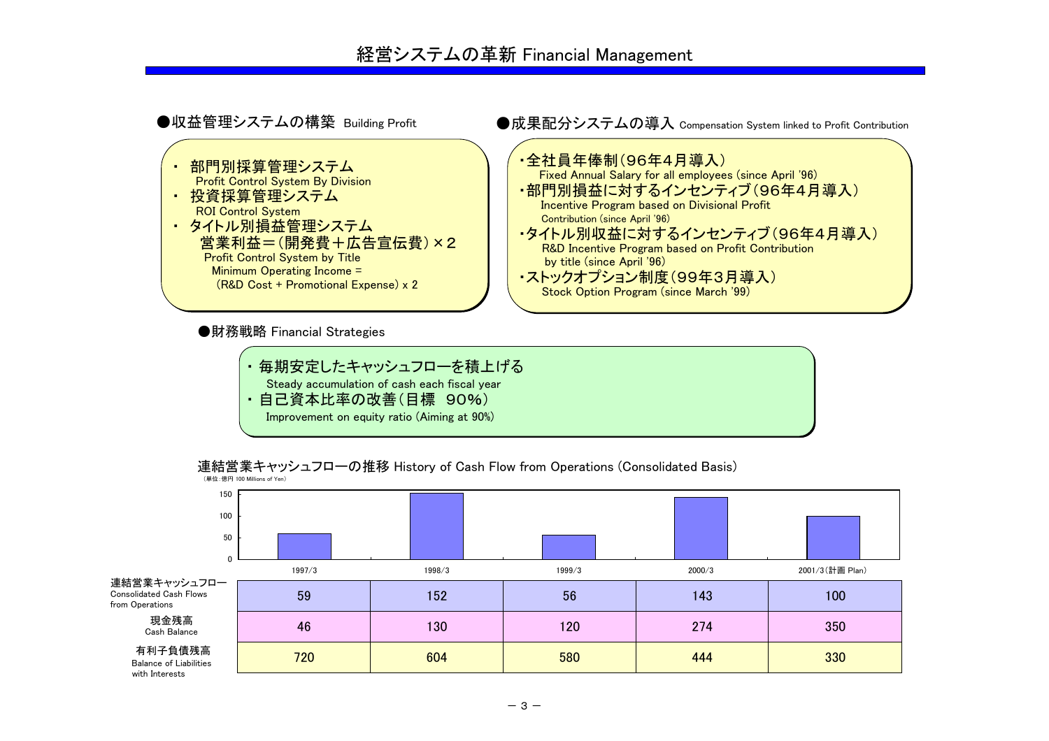# 経営システムの革新 Financial Management

## ●収益管理システムの構築 Building Profit

- 部門別採算管理システム
  Profit Control System By Division
- 投資採算管理システム
  ROI Control System
- タイトル別損益管理システム
  営業利益＝(開発費＋広告宣伝費)×2
  Profit Control System by Title
  Minimum Operating Income = (R&D Cost + Promotional Expense) x 2

## ●成果配分システムの導入 Compensation System linked to Profit Contribution

- 全社員年俸制(96年4月導入)
  Fixed Annual Salary for all employees (since April '96)
- 部門別損益に対するインセンティブ(96年4月導入)
  Incentive Program based on Divisional Profit Contribution (since April '96)
- タイトル別収益に対するインセンティブ(96年4月導入)
  R&D Incentive Program based on Profit Contribution by title (since April '96)
- ストックオプション制度(99年3月導入)
  Stock Option Program (since March '99)

## ●財務戦略 Financial Strategies

- 毎期安定したキャッシュフローを積上げる
  Steady accumulation of cash each fiscal year
- 自己資本比率の改善(目標　90%)
  Improvement on equity ratio (Aiming at 90%)

## 連結営業キャッシュフローの推移 History of Cash Flow from Operations (Consolidated Basis)

(単位:億円 100 Millions of Yen)

0
50
100
150

| | 1997/3 | 1998/3 | 1999/3 | 2000/3 | 2001/3(計画 Plan) |
|---|---|---|---|---|---|
| 連結営業キャッシュフロー Consolidated Cash Flows from Operations | 59 | 152 | 56 | 143 | 100 |
| 現金残高 Cash Balance | 46 | 130 | 120 | 274 | 350 |
| 有利子負債残高 Balance of Liabilities with Interests | 720 | 604 | 580 | 444 | 330 |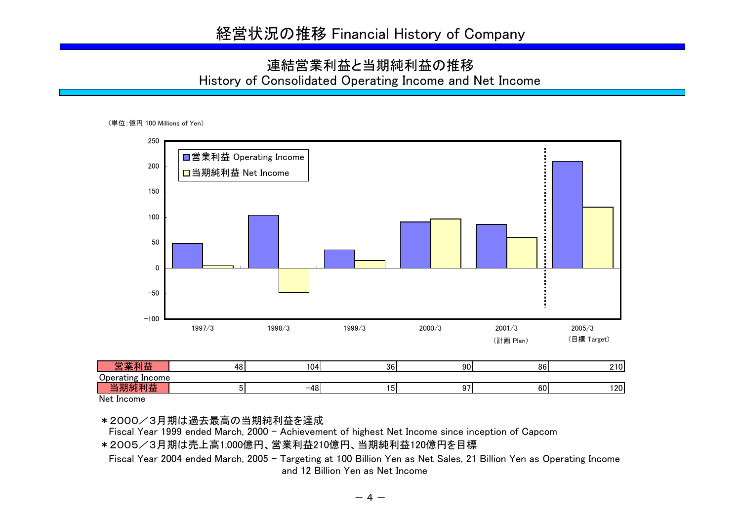# 経営状況の推移 Financial History of Company

## 連結営業利益と当期純利益の推移
## History of Consolidated Operating Income and Net Income

（単位：億円 100 Millions of Yen）

250
200
150
100
50
0
−50
−100

営業利益 Operating Income
当期純利益 Net Income

1997/3
1998/3
1999/3
2000/3
2001/3
（計画 Plan）
2005/3
（目標 Target）

| | 1997/3 | 1998/3 | 1999/3 | 2000/3 | 2001/3 | 2005/3 |
|---|---|---|---|---|---|---|
| 営業利益 Operating Income | 48 | 104 | 36 | 90 | 86 | 210 |
| 当期純利益 Net Income | 5 | −48 | 15 | 97 | 60 | 120 |

＊２０００／３月期は過去最高の当期純利益を達成
Fiscal Year 1999 ended March, 2000 – Achievement of highest Net Income since inception of Capcom

＊２００５／３月期は売上高1,000億円、営業利益210億円、当期純利益120億円を目標
Fiscal Year 2004 ended March, 2005 – Targeting at 100 Billion Yen as Net Sales, 21 Billion Yen as Operating Income and 12 Billion Yen as Net Income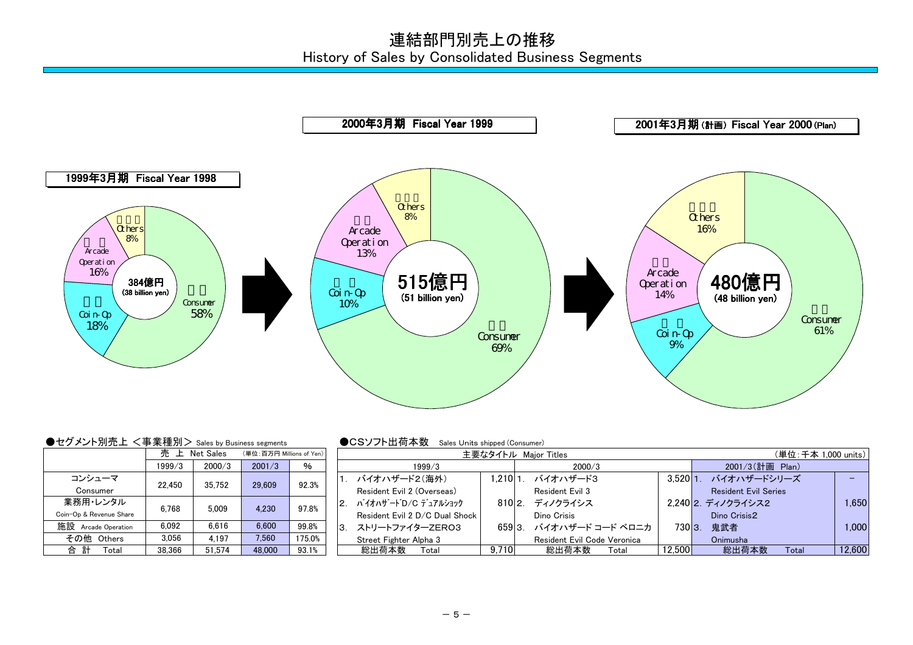# 連結部門別売上の推移
History of Sales by Consolidated Business Segments

1999年3月期 Fiscal Year 1998

384億円
(38 billion yen)

Consumer 58%
Coin-Op 18%
Arcade Operation 16%
Others 8%

2000年3月期 Fiscal Year 1999

515億円
(51 billion yen)

Consumer 69%
Coin-Op 10%
Arcade Operation 13%
Others 8%

2001年3月期(計画) Fiscal Year 2000 (Plan)

480億円
(48 billion yen)

Consumer 61%
Coin-Op 9%
Arcade Operation 14%
Others 16%

●セグメント別売上 <事業種別> Sales by Business segments

| | 売 上 Net Sales | | (単位:百万円 Millions of Yen) | |
|---|---|---|---|---|
| | 1999/3 | 2000/3 | 2001/3 | % |
| コンシューマ Consumer | 22,450 | 35,752 | 29,609 | 92.3% |
| 業務用・レンタル Coin-Op & Revenue Share | 6,768 | 5,009 | 4,230 | 97.8% |
| 施設 Arcade Operation | 6,092 | 6,616 | 6,600 | 99.8% |
| その他 Others | 3,056 | 4,197 | 7,560 | 175.0% |
| 合 計 Total | 38,366 | 51,574 | 48,000 | 93.1% |

●CSソフト出荷本数 Sales Units shipped (Consumer)

主要なタイトル Major Titles (単位:千本 1,000 units)

| 1999/3 | | 2000/3 | | 2001/3(計画 Plan) | |
|---|---|---|---|---|---|
| 1. バイオハザード2(海外) Resident Evil 2 (Overseas) | 1,210 | 1. バイオハザード3 Resident Evil 3 | 3,520 | 1. バイオハザードシリーズ Resident Evil Series | − |
| 2. バイオハザードD/C デュアルショック Resident Evil 2 D/C Dual Shock | 810 | 2. ディノクライシス Dino Crisis | 2,240 | 2. ディノクライシス2 Dino Crisis2 | 1,650 |
| 3. ストリートファイターZERO3 Street Fighter Alpha 3 | 659 | 3. バイオハザード コード ベロニカ Resident Evil Code Veronica | 730 | 3. 鬼武者 Onimusha | 1,000 |
| 総出荷本数 Total | 9,710 | 総出荷本数 Total | 12,500 | 総出荷本数 Total | 12,600 |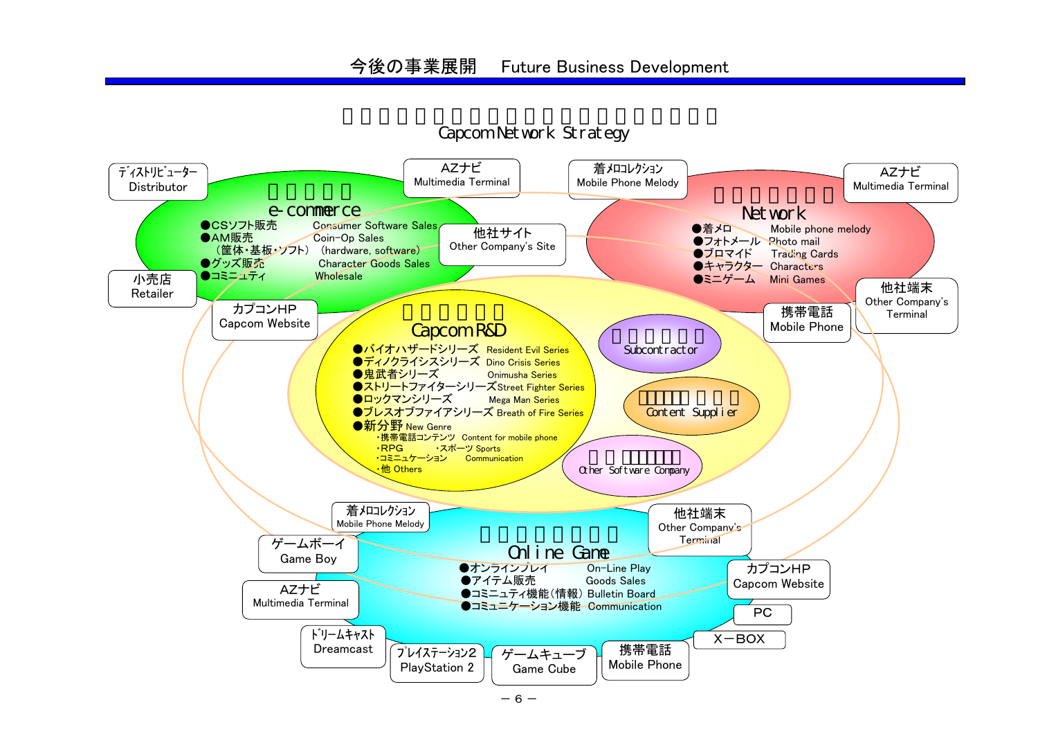# 今後の事業展開　Future Business Development

## Capcom Network Strategy

ディストリビューター
Distributor

小売店
Retailer

AZナビ
Multimedia Terminal

### e-commerce

- ●CSソフト販売　Consumer Software Sales
- ●AM販売　Coin-Op Sales
  （筐体・基板・ソフト）　(hardware, software)
- ●グッズ販売　Character Goods Sales
- ●コミニュティ　Wholesale

他社サイト
Other Company's Site

カプコンHP
Capcom Website

着メロコレクション
Mobile Phone Melody

AZナビ
Multimedia Terminal

### Network

- ●着メロ　Mobile phone melody
- ●フォトメール　Photo mail
- ●ブロマイド　Trading Cards
- ●キャラクター　Characters
- ●ミニゲーム　Mini Games

他社端末
Other Company's Terminal

携帯電話
Mobile Phone

### Capcom R&D

- ●バイオハザードシリーズ　Resident Evil Series
- ●ディノクライシスシリーズ　Dino Crisis Series
- ●鬼武者シリーズ　Onimusha Series
- ●ストリートファイターシリーズ　Street Fighter Series
- ●ロックマンシリーズ　Mega Man Series
- ●ブレスオブファイアシリーズ　Breath of Fire Series
- ●新分野 New Genre
  - ・携帯電話コンテンツ　Content for mobile phone
  - ・RPG　・スポーツ Sports
  - ・コミニュケーション　Communication
  - ・他 Others

Subcontractor

Content Supplier

Other Software Company

着メロコレクション
Mobile Phone Melody

他社端末
Other Company's Terminal

### Online Game

- ●オンラインプレイ　On-Line Play
- ●アイテム販売　Goods Sales
- ●コミニュティ機能（情報）　Bulletin Board
- ●コミュニケーション機能　Communication

ゲームボーイ
Game Boy

AZナビ
Multimedia Terminal

ﾄﾞﾘｰﾑｷｬｽﾄ
Dreamcast

ﾌﾟﾚｲｽﾃｰｼｮﾝ2
PlayStation 2

ゲームキューブ
Game Cube

携帯電話
Mobile Phone

カプコンHP
Capcom Website

PC

X－BOX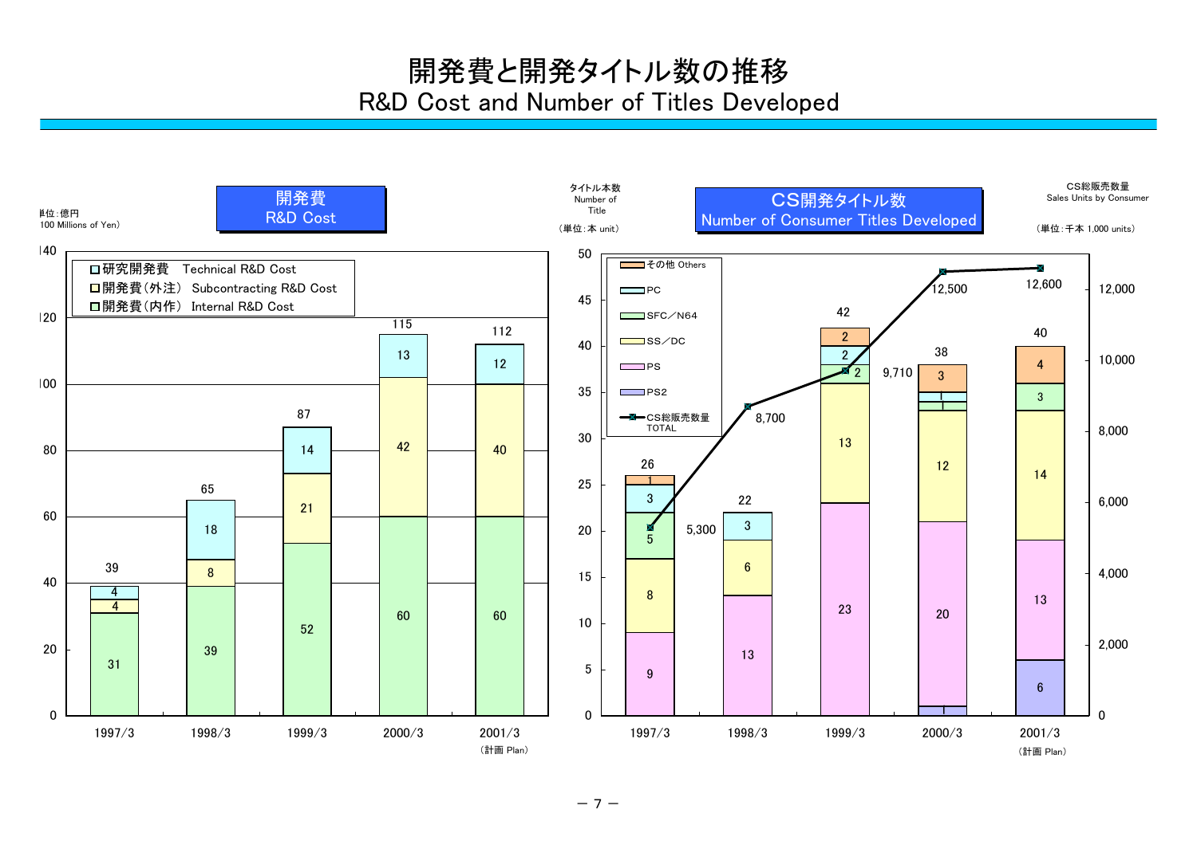# 開発費と開発タイトル数の推移
## R&D Cost and Number of Titles Developed

### 開発費 R&D Cost

単位:億円 (100 Millions of Yen)

| | 1997/3 | 1998/3 | 1999/3 | 2000/3 | 2001/3 (計画 Plan) |
|---|---|---|---|---|---|
| 研究開発費 Technical R&D Cost | 4 | 18 | 14 | 13 | 12 |
| 開発費(外注) Subcontracting R&D Cost | 4 | 8 | 21 | 42 | 40 |
| 開発費(内作) Internal R&D Cost | 31 | 39 | 52 | 60 | 60 |
| 合計 | 39 | 65 | 87 | 115 | 112 |

### CS開発タイトル数 Number of Consumer Titles Developed

タイトル本数 Number of Title (単位:本 unit)
CS総販売数量 Sales Units by Consumer (単位:千本 1,000 units)

| | 1997/3 | 1998/3 | 1999/3 | 2000/3 | 2001/3 (計画 Plan) |
|---|---|---|---|---|---|
| その他 Others | 1 | | 2 | 3 | 4 |
| PC | 3 | 3 | 2 | 1 | |
| SFC／N64 | 5 | | 2 | 1 | 3 |
| SS／DC | 8 | 6 | 13 | 12 | 14 |
| PS | 9 | 13 | 23 | 20 | 13 |
| PS2 | | | | 1 | 6 |
| 合計 | 26 | 22 | 42 | 38 | 40 |
| CS総販売数量 TOTAL | 5,300 | 8,700 | 9,710 | 12,500 | 12,600 |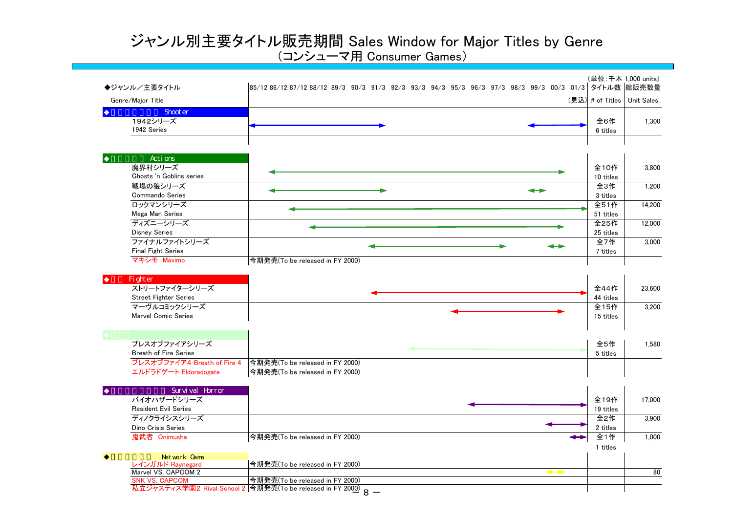# ジャンル別主要タイトル販売期間 Sales Window for Major Titles by Genre
## （コンシューマ用 Consumer Games）

（単位：千本 1,000 units）

| ◆ジャンル／主要タイトル Genre/Major Title | 85/12 86/12 87/12 88/12 89/3 90/3 91/3 92/3 93/3 94/3 95/3 96/3 97/3 98/3 99/3 00/3 01/3 (見込) | タイトル数 # of Titles | 総販売数量 Unit Sales |
|---|---|---|---|
| ◆ Shooter | | | |
| 1942シリーズ 1942 Series | | 全6作 6 titles | 1,300 |
| ◆ Actions | | | |
| 魔界村シリーズ Ghosts 'n Goblins series | | 全10作 10 titles | 3,800 |
| 戦場の狼シリーズ Commando Series | | 全3作 3 titles | 1,200 |
| ロックマンシリーズ Mega Man Series | | 全51作 51 titles | 14,200 |
| ディズニーシリーズ Disney Series | | 全25作 25 titles | 12,000 |
| ファイナルファイトシリーズ Final Fight Series | | 全7作 7 titles | 3,000 |
| マキシモ Maximo | 今期発売(To be released in FY 2000) | | |
| ◆ Fighter | | | |
| ストリートファイターシリーズ Street Fighter Series | | 全44作 44 titles | 23,600 |
| マーヴルコミックシリーズ Marvel Comic Series | | 全15作 15 titles | 3,200 |
| ◆ | | | |
| ブレスオブファイアシリーズ Breath of Fire Series | | 全5作 5 titles | 1,580 |
| ブレスオブファイア4 Breath of Fire 4 | 今期発売(To be released in FY 2000) | | |
| エルドラドゲート Eldoradogate | 今期発売(To be released in FY 2000) | | |
| ◆ Survival Horror | | | |
| バイオハザードシリーズ Resident Evil Series | | 全19作 19 titles | 17,000 |
| ディノクライシスシリーズ Dino Crisis Series | | 全2作 2 titles | 3,900 |
| 鬼武者 Onimusha | 今期発売(To be released in FY 2000) | 全1作 1 titles | 1,000 |
| ◆ Network Game | | | |
| レインガルド Raynegard | 今期発売(To be released in FY 2000) | | |
| Marvel VS. CAPCOM 2 | | | 80 |
| SNK VS. CAPCOM | 今期発売(To be released in FY 2000) | | |
| 私立ジャスティス学園2 Rival School 2 | 今期発売(To be released in FY 2000) | | |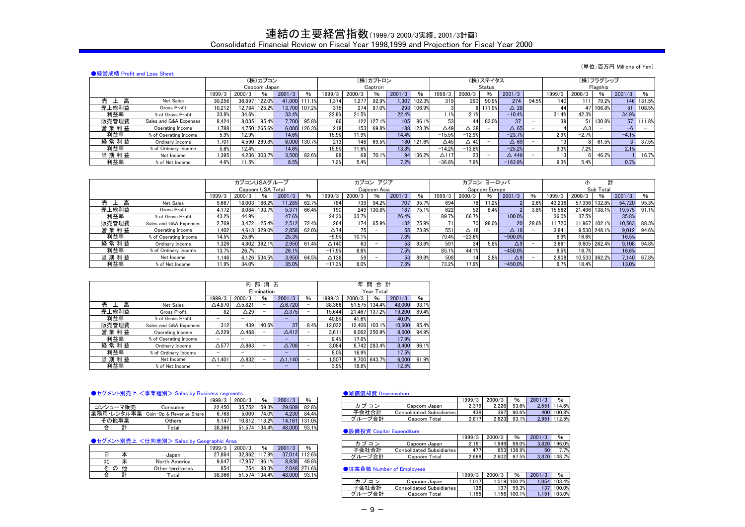# 連結の主要経営指数（1999/3 2000/3実績、2001/3計画）

Consolidated Financial Review on Fiscal Year 1998,1999 and Projection for Fiscal Year 2000

（単位：百万円 Millions of Yen）

●経営成績 Profit and Loss Sheet

| | | (株)カプコン Capcom Japan | | | | | (株)カプトロン Captron | | | | | (株)ステイタス Status | | | | | (株)フラグシップ Flagship | | | | |
|---|---|---|---|---|---|---|---|---|---|---|---|---|---|---|---|---|---|---|---|---|---|
| | | 1999/3 | 2000/3 | % | 2001/3 | % | 1999/3 | 2000/3 | % | 2001/3 | % | 1999/3 | 2000/3 | % | 2001/3 | | 1999/3 | 2000/3 | % | 2001/3 | % |
| 売上高 | Net Sales | 30,256 | 36,897 | 122.0% | 41,000 | 111.1% | 1,374 | 1,277 | 92.9% | 1,307 | 102.3% | 319 | 290 | 90.9% | 274 | 94.5% | 140 | 111 | 79.2% | 146 | 131.5% |
| 売上総利益 | Gross Profit | 10,212 | 12,784 | 125.2% | 13,700 | 107.2% | 315 | 274 | 87.0% | 293 | 106.9% | 3 | 6 | 171.9% | △ 28 | | 44 | 47 | 106.8% | 51 | 108.5% |
| 利益率 | % of Gross Profit | 33.8% | 34.6% | | 33.4% | | 22.9% | 21.5% | | 22.4% | | 1.1% | 2.1% | | −10.4% | | 31.4% | 42.3% | | 34.9% | |
| 販売管理費 | Sales and G&A Expenses | 8,424 | 8,035 | 95.4% | 7,700 | 95.8% | 96 | 122 | 127.1% | 105 | 86.1% | 53 | 44 | 83.0% | 37 | − | 39 | 51 | 130.8% | 57 | 111.8% |
| 営業利益 | Operating Income | 1,788 | 4,750 | 265.6% | 6,000 | 126.3% | 218 | 153 | 69.8% | 188 | 123.3% | △49 | △ 38 | − | △ 65 | − | 4 | △3 | − | −6 | − |
| 利益率 | % of Operating Income | 5.9% | 12.9% | | 14.6% | | 15.9% | 11.9% | | 14.4% | | −15.5% | −12.9% | | −23.7% | | 2.9% | −2.7% | | −4.1% | |
| 経常利益 | Ordinary Income | 1,701 | 4,590 | 269.8% | 6,000 | 130.7% | 213 | 148 | 69.5% | 180 | 121.6% | △45 | △ 40 | − | △ 69 | − | 13 | 8 | 61.5% | 3 | 37.5% |
| 利益率 | % of Ordinary Income | 5.6% | 12.4% | | 14.6% | | 15.5% | 11.6% | | 13.8% | | −14.2% | −13.8% | | −25.2% | | 9.3% | 7.2% | | 2.1% | |
| 当期利益 | Net Income | 1,395 | 4,236 | 303.7% | 3,500 | 82.6% | 98 | 69 | 70.1% | 94 | 136.2% | △117 | 23 | − | △ 449 | − | 13 | 6 | 46.2% | 1 | 16.7% |
| 利益率 | % of Net Income | 4.6% | 11.5% | | 8.5% | | 7.2% | 5.4% | | 7.2% | | −36.8% | 7.9% | | −163.9% | | 9.3% | 5.4% | | 0.7% | |

| | | カプコンUSAグループ Capcom USA Total | | | | | カプコン アジア Capcom Asia | | | | | カプコン ヨーロッパ Capcom Europe | | | | | 小計 Sub Total | | | | |
|---|---|---|---|---|---|---|---|---|---|---|---|---|---|---|---|---|---|---|---|---|---|
| | | 1999/3 | 2000/3 | % | 2001/3 | % | 1999/3 | 2000/3 | % | 2001/3 | % | 1999/3 | 2000/3 | % | 2001/3 | % | 1999/3 | 2000/3 | % | 2001/3 | % |
| 売上高 | Net Sales | 9,667 | 18,003 | 186.2% | 11,285 | 62.7% | 784 | 739 | 94.2% | 707 | 95.7% | 694 | 78 | 11.2% | 2 | 2.6% | 43,236 | 57,396 | 132.8% | 54,720 | 95.3% |
| 売上総利益 | Gross Profit | 4,172 | 8,084 | 193.7% | 5,371 | 66.4% | 190 | 249 | 130.8% | 187 | 75.1% | 622 | 52 | 8.4% | 2 | 3.8% | 15,562 | 21,496 | 138.1% | 19,575 | 91.1% |
| 利益率 | % of Gross Profit | 43.2% | 44.9% | | 47.6% | | 24.3% | 33.7% | | 26.4% | | 89.7% | 66.7% | | 100.0% | | 36.0% | 37.5% | | 35.8% | |
| 販売管理費 | Sales and G&A Expenses | 2,769 | 3,472 | 125.4% | 2,512 | 72.4% | 264 | 174 | 65.9% | 132 | 75.9% | 71 | 70 | 98.0% | 20 | 28.6% | 11,720 | 11,967 | 102.1% | 10,563 | 88.3% |
| 営業利益 | Operating Income | 1,402 | 4,613 | 329.0% | 2,858 | 62.0% | △74 | 75 | − | 55 | 73.8% | 551 | △ 18 | − | △ 18 | − | 3,841 | 9,530 | 248.1% | 9,012 | 94.6% |
| 利益率 | % of Operating Income | 14.5% | 25.6% | | 25.3% | | −9.5% | 10.1% | | 7.8% | | 79.4% | −23.6% | | −900.0% | | 8.9% | 16.6% | | 16.5% | |
| 経常利益 | Ordinary Income | 1,326 | 4,802 | 362.1% | 2,950 | 61.4% | △140 | 63 | − | 53 | 83.6% | 591 | 34 | 5.8% | △9 | − | 3,661 | 9,605 | 262.4% | 9,108 | 94.8% |
| 利益率 | % of Ordinary Income | 13.7% | 26.7% | | 26.1% | | −17.9% | 8.6% | | 7.5% | | 85.1% | 44.1% | | −450.0% | | 8.5% | 16.7% | | 16.6% | |
| 当期利益 | Net Income | 1,146 | 6,126 | 534.5% | 3,950 | 64.5% | △136 | 59 | − | 53 | 89.8% | 508 | 14 | 2.8% | △9 | − | 2,908 | 10,533 | 362.2% | 7,140 | 67.8% |
| 利益率 | % of Net Income | 11.9% | 34.0% | | 35.0% | | −17.3% | 8.0% | | 7.5% | | 73.2% | 17.9% | | −450.0% | | 6.7% | 18.4% | | 13.0% | |

| | | 内部消去 Elimination | | | | | 年間合計 Year Total | | | | |
|---|---|---|---|---|---|---|---|---|---|---|---|
| | | 1999/3 | 2000/3 | % | 2001/3 | % | 1999/3 | 2000/3 | % | 2001/3 | % |
| 売上高 | Net Sales | △4,870 | △5,821 | − | △6,720 | − | 38,366 | 51,575 | 134.4% | 48,000 | 93.1% |
| 売上総利益 | Gross Profit | 82 | △29 | − | △375 | − | 15,644 | 21,467 | 137.2% | 19,200 | 89.4% |
| 利益率 | % of Gross Profit | − | − | | − | | 40.8% | 41.6% | | 40.0% | |
| 販売管理費 | Sales and G&A Expenses | 312 | 439 | 140.6% | 37 | 8.4% | 12,032 | 12,406 | 103.1% | 10,600 | 85.4% |
| 営業利益 | Operating Income | △229 | △468 | − | △412 | − | 3,611 | 9,062 | 250.9% | 8,600 | 94.9% |
| 利益率 | % of Operating Income | − | − | | − | | 9.4% | 17.6% | | 17.9% | |
| 経常利益 | Ordinary Income | △577 | △863 | − | △708 | − | 3,084 | 8,742 | 283.4% | 8,400 | 96.1% |
| 利益率 | % of Ordinary Income | − | − | | − | | 8.0% | 16.9% | | 17.5% | |
| 当期利益 | Net Income | △1,401 | △832 | − | △1,140 | − | 1,507 | 9,700 | 643.7% | 6,000 | 61.9% |
| 利益率 | % of Net Income | − | − | | − | | 3.9% | 18.8% | | 12.5% | |

●セグメント別売上 <事業種別> Sales by Business segments

| | | 1999/3 | 2000/3 | % | 2001/3 | % |
|---|---|---|---|---|---|---|
| コンシューマ販売 | Consumer | 22,450 | 35,752 | 159.3% | 29,609 | 82.8% |
| 業務用・レンタル事業 | Coin-Op & Revenue Share | 6,768 | 5,009 | 74.0% | 4,230 | 84.4% |
| その他事業 | Others | 9,147 | 10,812 | 118.2% | 14,161 | 131.0% |
| 合計 | Total | 38,366 | 51,574 | 134.4% | 48,000 | 93.1% |

●セグメント別売上 <仕向地別> Sales by Geographic Area

| | | 1999/3 | 2000/3 | % | 2001/3 | % |
|---|---|---|---|---|---|---|
| 日本 | Japan | 27,864 | 32,862 | 117.9% | 37,014 | 112.6% |
| 北米 | North America | 9,647 | 17,957 | 186.1% | 8,938 | 49.8% |
| その他 | Other territories | 854 | 754 | 88.3% | 2,048 | 271.6% |
| 合計 | Total | 38,366 | 51,574 | 134.4% | 48,000 | 93.1% |

●減価償却費 Depreciation

| | | 1999/3 | 2000/3 | % | 2001/3 | % |
|---|---|---|---|---|---|---|
| カプコン | Capcom Japan | 2,379 | 2,226 | 93.6% | 2,551 | 114.6% |
| 子会社合計 | Consolidated Subsidiaries | 438 | 397 | 90.6% | 400 | 100.8% |
| グループ合計 | Capcom Total | 2,817 | 2,623 | 93.1% | 2,951 | 112.5% |

●設備投資 Capital Expenditure

| | | 1999/3 | 2000/3 | % | 2001/3 | % |
|---|---|---|---|---|---|---|
| カプコン | Capcom Japan | 2,191 | 1,949 | 89.0% | 3,820 | 196.0% |
| 子会社合計 | Consolidated Subsidiaries | 477 | 653 | 136.9% | 50 | 7.7% |
| グループ合計 | Capcom Total | 2,668 | 2,602 | 97.5% | 3,870 | 148.7% |

●従業員数 Number of Employees

| | | 1999/3 | 2000/3 | % | 2001/3 | % |
|---|---|---|---|---|---|---|
| カプコン | Capcom Japan | 1,017 | 1,019 | 100.2% | 1,054 | 103.4% |
| 子会社合計 | Consolidated Subsidiaries | 138 | 137 | 99.3% | 137 | 100.0% |
| グループ合計 | Capcom Total | 1,155 | 1,156 | 100.1% | 1,191 | 103.0% |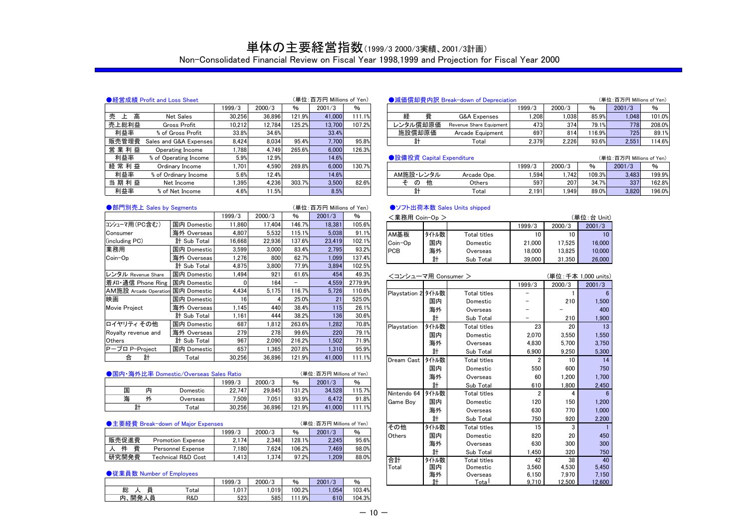# 単体の主要経営指数(1999/3 2000/3実績、2001/3計画)

Non-Consolidated Financial Review on Fiscal Year 1998,1999 and Projection for Fiscal Year 2000

### ●経営成績 Profit and Loss Sheet

(単位:百万円 Millions of Yen)

| | | 1999/3 | 2000/3 | % | 2001/3 | % |
|---|---|---|---|---|---|---|
| 売上高 | Net Sales | 30,256 | 36,896 | 121.9% | 41,000 | 111.1% |
| 売上総利益 | Gross Profit | 10,212 | 12,784 | 125.2% | 13,700 | 107.2% |
| 利益率 | % of Gross Profit | 33.8% | 34.6% | | 33.4% | |
| 販売管理費 | Sales and G&A Expenses | 8,424 | 8,034 | 95.4% | 7,700 | 95.8% |
| 営業利益 | Operating Income | 1,788 | 4,749 | 265.6% | 6,000 | 126.3% |
| 利益率 | % of Operating Income | 5.9% | 12.9% | | 14.6% | |
| 経常利益 | Ordinary Income | 1,701 | 4,590 | 269.8% | 6,000 | 130.7% |
| 利益率 | % of Ordinary Income | 5.6% | 12.4% | | 14.6% | |
| 当期利益 | Net Income | 1,395 | 4,236 | 303.7% | 3,500 | 82.6% |
| 利益率 | % of Net Income | 4.6% | 11.5% | | 8.5% | |

### ●部門別売上 Sales by Segments

(単位:百万円 Millions of Yen)

| | | 1999/3 | 2000/3 | % | 2001/3 | % |
|---|---|---|---|---|---|---|
| コンシューマ用(PC含む) Consumer (including PC) | 国内 Domestic | 11,860 | 17,404 | 146.7% | 18,381 | 105.6% |
| | 海外 Overseas | 4,807 | 5,532 | 115.1% | 5,038 | 91.1% |
| | 計 Sub Total | 16,668 | 22,936 | 137.6% | 23,419 | 102.1% |
| 業務用 Coin-Op | 国内 Domestic | 3,599 | 3,000 | 83.4% | 2,795 | 93.2% |
| | 海外 Overseas | 1,276 | 800 | 62.7% | 1,099 | 137.4% |
| | 計 Sub Total | 4,875 | 3,800 | 77.9% | 3,894 | 102.5% |
| レンタル Revenue Share | 国内 Domestic | 1,494 | 921 | 61.6% | 454 | 49.3% |
| 着メロ・通信 Phone Ring | 国内 Domestic | 0 | 164 | − | 4,559 | 2779.9% |
| AM施設 Arcade Operation | 国内 Domestic | 4,434 | 5,175 | 116.7% | 5,726 | 110.6% |
| 映画 Movie Project | 国内 Domestic | 16 | 4 | 25.0% | 21 | 525.0% |
| | 海外 Overseas | 1,145 | 440 | 38.4% | 115 | 26.1% |
| | 計 Sub Total | 1,161 | 444 | 38.2% | 136 | 30.6% |
| ロイヤリティその他 Royalty revenue and Others | 国内 Domestic | 687 | 1,812 | 263.6% | 1,282 | 70.8% |
| | 海外 Overseas | 279 | 278 | 99.6% | 220 | 79.1% |
| | 計 Sub Total | 967 | 2,090 | 216.2% | 1,502 | 71.9% |
| P−プロ P-Project | 国内 Domestic | 657 | 1,365 | 207.8% | 1,310 | 95.9% |
| 合計 | Total | 30,256 | 36,896 | 121.9% | 41,000 | 111.1% |

### ●国内・海外比率 Domestic/Overseas Sales Ratio

(単位:百万円 Millions of Yen)

| | | 1999/3 | 2000/3 | % | 2001/3 | % |
|---|---|---|---|---|---|---|
| 国内 | Domestic | 22,747 | 29,845 | 131.2% | 34,528 | 115.7% |
| 海外 | Overseas | 7,509 | 7,051 | 93.9% | 6,472 | 91.8% |
| 計 | Total | 30,256 | 36,896 | 121.9% | 41,000 | 111.1% |

### ●主要経費 Break-down of Major Expenses

(単位:百万円 Millions of Yen)

| | | 1999/3 | 2000/3 | % | 2001/3 | % |
|---|---|---|---|---|---|---|
| 販売促進費 | Promotion Expense | 2,174 | 2,348 | 128.1% | 2,245 | 95.6% |
| 人件費 | Personnel Expense | 7,180 | 7,624 | 106.2% | 7,469 | 98.0% |
| 研究開発費 | Technical R&D Cost | 1,413 | 1,374 | 97.2% | 1,209 | 88.0% |

### ●従業員数 Number of Employees

| | | 1999/3 | 2000/3 | % | 2001/3 | % |
|---|---|---|---|---|---|---|
| 総人員 | Total | 1,017 | 1,019 | 100.2% | 1,054 | 103.4% |
| 内、開発人員 | R&D | 523 | 585 | 111.9% | 610 | 104.3% |

### ●減価償却費内訳 Break-down of Depreciation

(単位:百万円 Millions of Yen)

| | | 1999/3 | 2000/3 | % | 2001/3 | % |
|---|---|---|---|---|---|---|
| 経費 | G&A Expenses | 1,208 | 1,038 | 85.9% | 1,048 | 101.0% |
| レンタル償却原価 | Revenue Share Equipment | 473 | 374 | 79.1% | 778 | 208.0% |
| 施設償却原価 | Arcade Equipment | 697 | 814 | 116.9% | 725 | 89.1% |
| 計 | Total | 2,379 | 2,226 | 93.6% | 2,551 | 114.6% |

### ●設備投資 Capital Expenditure

(単位:百万円 Millions of Yen)

| | | 1999/3 | 2000/3 | % | 2001/3 | % |
|---|---|---|---|---|---|---|
| AM施設・レンタル | Arcade Ope. | 1,594 | 1,742 | 109.3% | 3,483 | 199.9% |
| その他 | Others | 597 | 207 | 34.7% | 337 | 162.8% |
| 計 | Total | 2,191 | 1,949 | 89.0% | 3,820 | 196.0% |

### ●ソフト出荷本数 Sales Units shipped

<業務用 Coin-Op >

(単位:台 Unit)

| | | | 1999/3 | 2000/3 | 2001/3 |
|---|---|---|---|---|---|
| AM基板 Coin-Op PCB | タイトル数 | Total titles | 10 | 10 | 10 |
| | 国内 | Domestic | 21,000 | 17,525 | 16,000 |
| | 海外 | Overseas | 18,000 | 13,825 | 10,000 |
| | 計 | Sub Total | 39,000 | 31,350 | 26,000 |

<コンシューマ用 Consumer >

(単位:千本 1,000 units)

| | | | 1999/3 | 2000/3 | 2001/3 |
|---|---|---|---|---|---|
| Playstation 2 | タイトル数 | Total titles | − | 1 | 6 |
| | 国内 | Domestic | − | 210 | 1,500 |
| | 海外 | Overseas | − | − | 400 |
| | 計 | Sub Total | − | 210 | 1,900 |
| Playstation | タイトル数 | Total titles | 23 | 20 | 13 |
| | 国内 | Domestic | 2,070 | 3,550 | 1,550 |
| | 海外 | Overseas | 4,830 | 5,700 | 3,750 |
| | 計 | Sub Total | 6,900 | 9,250 | 5,300 |
| Dream Cast | タイトル数 | Total titles | 2 | 10 | 14 |
| | 国内 | Domestic | 550 | 600 | 750 |
| | 海外 | Overseas | 60 | 1,200 | 1,700 |
| | 計 | Sub Total | 610 | 1,800 | 2,450 |
| Nintendo 64 Game Boy | タイトル数 | Total titles | 2 | 4 | 6 |
| | 国内 | Domestic | 120 | 150 | 1,200 |
| | 海外 | Overseas | 630 | 770 | 1,000 |
| | 計 | Sub Total | 750 | 920 | 2,200 |
| その他 Others | タイトル数 | Total titles | 15 | 3 | 1 |
| | 国内 | Domestic | 820 | 20 | 450 |
| | 海外 | Overseas | 630 | 300 | 300 |
| | 計 | Sub Total | 1,450 | 320 | 750 |
| 合計 Total | タイトル数 | Total titles | 42 | 38 | 40 |
| | 国内 | Domestic | 3,560 | 4,530 | 5,450 |
| | 海外 | Overseas | 6,150 | 7,970 | 7,150 |
| | 計 | Total | 9,710 | 12,500 | 12,600 |